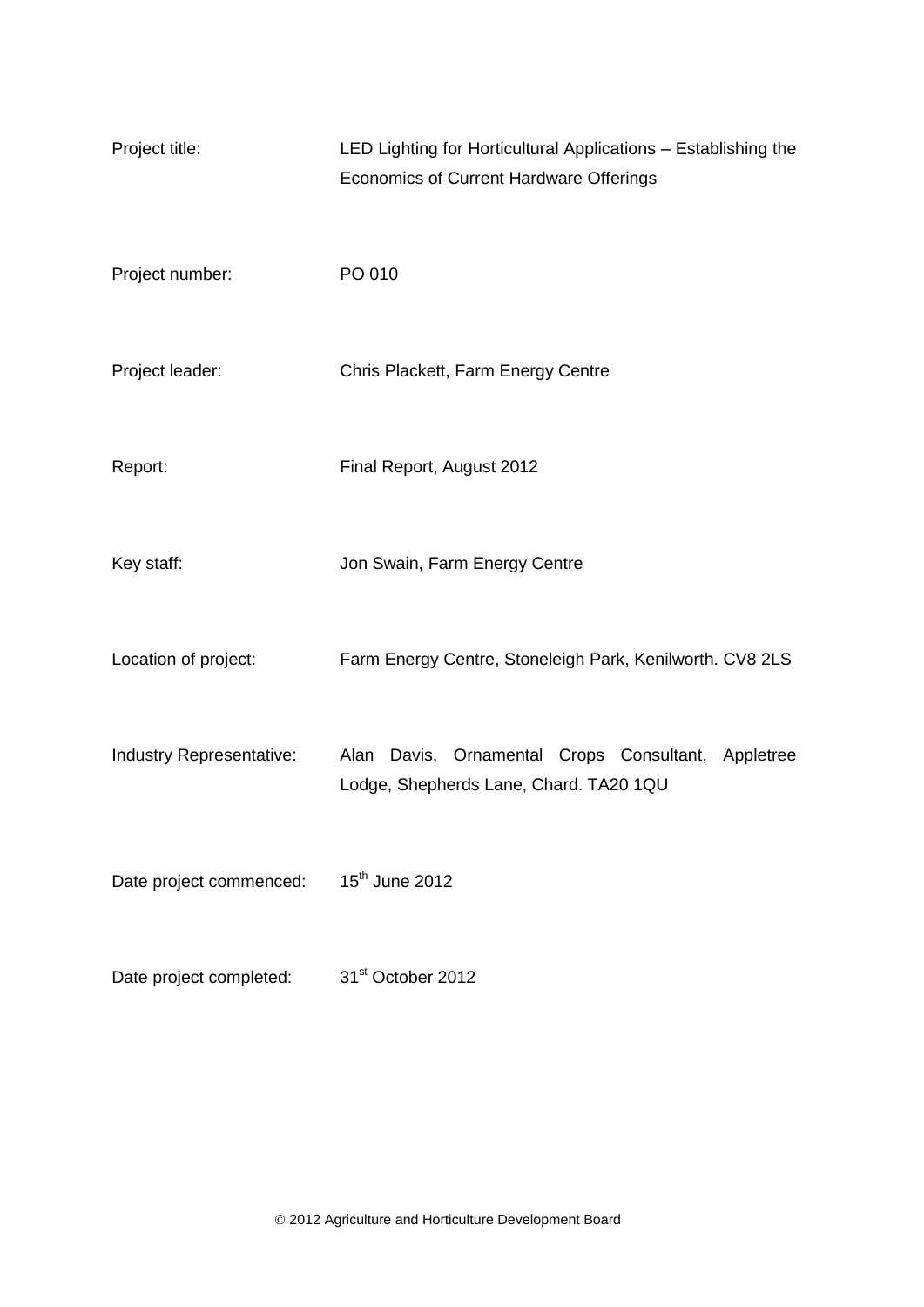| | |
|---|---|
| Project title: | LED Lighting for Horticultural Applications – Establishing the Economics of Current Hardware Offerings |
| Project number: | PO 010 |
| Project leader: | Chris Plackett, Farm Energy Centre |
| Report: | Final Report, August 2012 |
| Key staff: | Jon Swain, Farm Energy Centre |
| Location of project: | Farm Energy Centre, Stoneleigh Park, Kenilworth. CV8 2LS |
| Industry Representative: | Alan Davis, Ornamental Crops Consultant, Appletree Lodge, Shepherds Lane, Chard. TA20 1QU |
| Date project commenced: | 15th June 2012 |
| Date project completed: | 31st October 2012 |

© 2012 Agriculture and Horticulture Development Board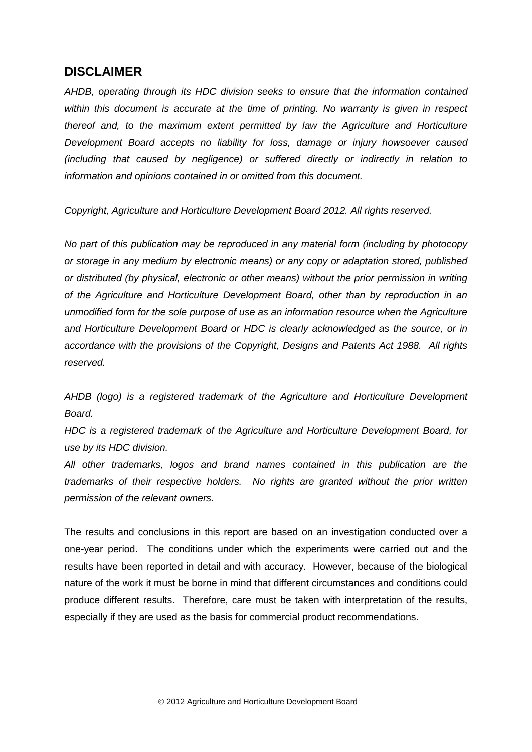## DISCLAIMER

*AHDB, operating through its HDC division seeks to ensure that the information contained within this document is accurate at the time of printing. No warranty is given in respect thereof and, to the maximum extent permitted by law the Agriculture and Horticulture Development Board accepts no liability for loss, damage or injury howsoever caused (including that caused by negligence) or suffered directly or indirectly in relation to information and opinions contained in or omitted from this document.*

*Copyright, Agriculture and Horticulture Development Board 2012. All rights reserved.*

*No part of this publication may be reproduced in any material form (including by photocopy or storage in any medium by electronic means) or any copy or adaptation stored, published or distributed (by physical, electronic or other means) without the prior permission in writing of the Agriculture and Horticulture Development Board, other than by reproduction in an unmodified form for the sole purpose of use as an information resource when the Agriculture and Horticulture Development Board or HDC is clearly acknowledged as the source, or in accordance with the provisions of the Copyright, Designs and Patents Act 1988. All rights reserved.*

*AHDB (logo) is a registered trademark of the Agriculture and Horticulture Development Board.*

*HDC is a registered trademark of the Agriculture and Horticulture Development Board, for use by its HDC division.*

*All other trademarks, logos and brand names contained in this publication are the trademarks of their respective holders. No rights are granted without the prior written permission of the relevant owners.*

The results and conclusions in this report are based on an investigation conducted over a one-year period. The conditions under which the experiments were carried out and the results have been reported in detail and with accuracy. However, because of the biological nature of the work it must be borne in mind that different circumstances and conditions could produce different results. Therefore, care must be taken with interpretation of the results, especially if they are used as the basis for commercial product recommendations.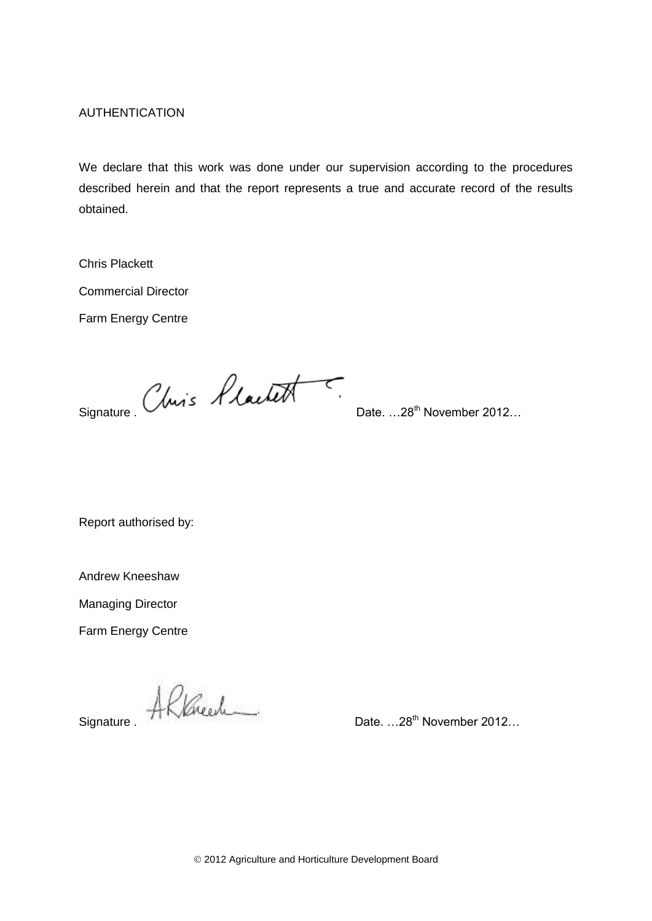AUTHENTICATION

We declare that this work was done under our supervision according to the procedures described herein and that the report represents a true and accurate record of the results obtained.

Chris Plackett

Commercial Director

Farm Energy Centre

Signature . Date. …28th November 2012…

Report authorised by:

Andrew Kneeshaw

Managing Director

Farm Energy Centre

Signature . Date. …28th November 2012…

© 2012 Agriculture and Horticulture Development Board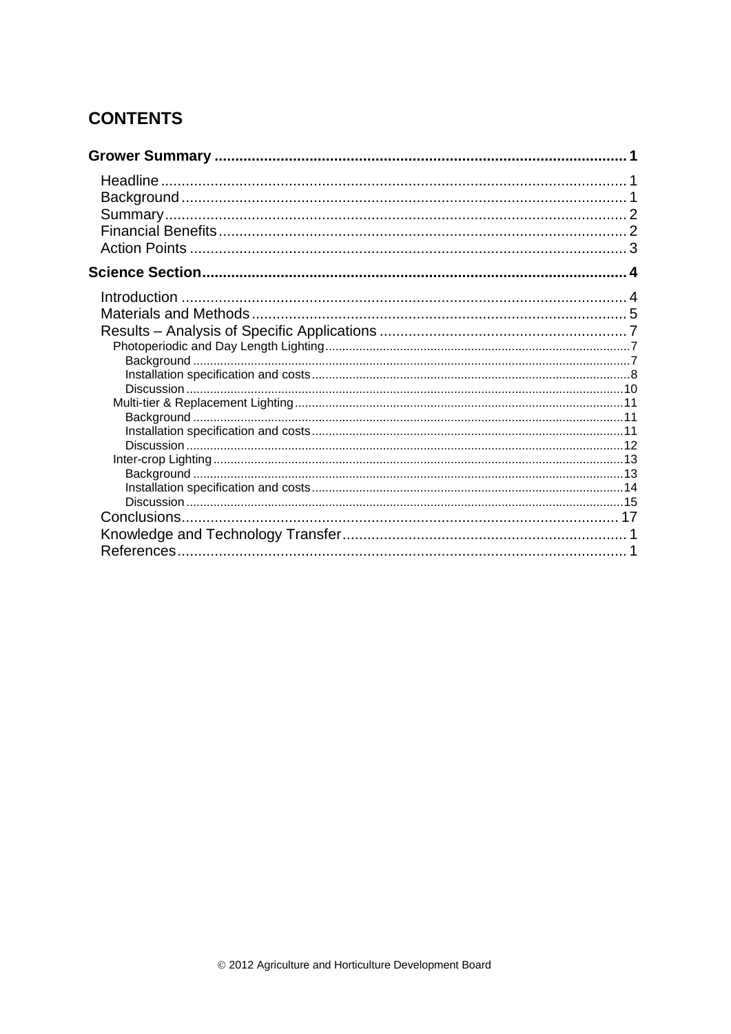## CONTENTS

**Grower Summary** .......... 1

- Headline .......... 1
- Background .......... 1
- Summary .......... 2
- Financial Benefits .......... 2
- Action Points .......... 3

**Science Section** .......... 4

- Introduction .......... 4
- Materials and Methods .......... 5
- Results – Analysis of Specific Applications .......... 7
  - Photoperiodic and Day Length Lighting .......... 7
    - Background .......... 7
    - Installation specification and costs .......... 8
    - Discussion .......... 10
  - Multi-tier & Replacement Lighting .......... 11
    - Background .......... 11
    - Installation specification and costs .......... 11
    - Discussion .......... 12
  - Inter-crop Lighting .......... 13
    - Background .......... 13
    - Installation specification and costs .......... 14
    - Discussion .......... 15
- Conclusions .......... 17
- Knowledge and Technology Transfer .......... 1
- References .......... 1

© 2012 Agriculture and Horticulture Development Board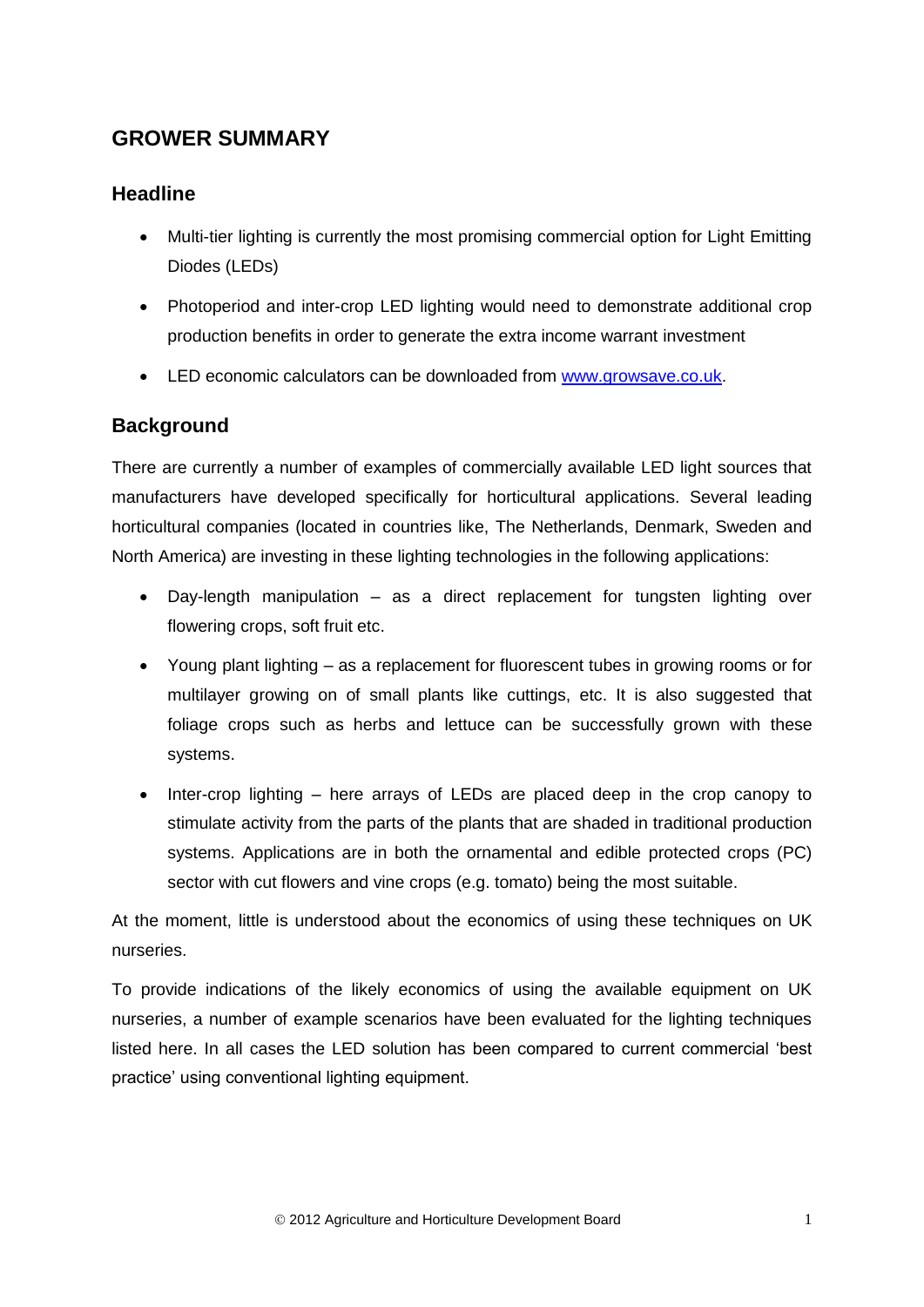# GROWER SUMMARY

## Headline

- Multi-tier lighting is currently the most promising commercial option for Light Emitting Diodes (LEDs)
- Photoperiod and inter-crop LED lighting would need to demonstrate additional crop production benefits in order to generate the extra income warrant investment
- LED economic calculators can be downloaded from [www.growsave.co.uk](http://www.growsave.co.uk).

## Background

There are currently a number of examples of commercially available LED light sources that manufacturers have developed specifically for horticultural applications. Several leading horticultural companies (located in countries like, The Netherlands, Denmark, Sweden and North America) are investing in these lighting technologies in the following applications:

- Day-length manipulation – as a direct replacement for tungsten lighting over flowering crops, soft fruit etc.
- Young plant lighting – as a replacement for fluorescent tubes in growing rooms or for multilayer growing on of small plants like cuttings, etc. It is also suggested that foliage crops such as herbs and lettuce can be successfully grown with these systems.
- Inter-crop lighting – here arrays of LEDs are placed deep in the crop canopy to stimulate activity from the parts of the plants that are shaded in traditional production systems. Applications are in both the ornamental and edible protected crops (PC) sector with cut flowers and vine crops (e.g. tomato) being the most suitable.

At the moment, little is understood about the economics of using these techniques on UK nurseries.

To provide indications of the likely economics of using the available equipment on UK nurseries, a number of example scenarios have been evaluated for the lighting techniques listed here. In all cases the LED solution has been compared to current commercial 'best practice' using conventional lighting equipment.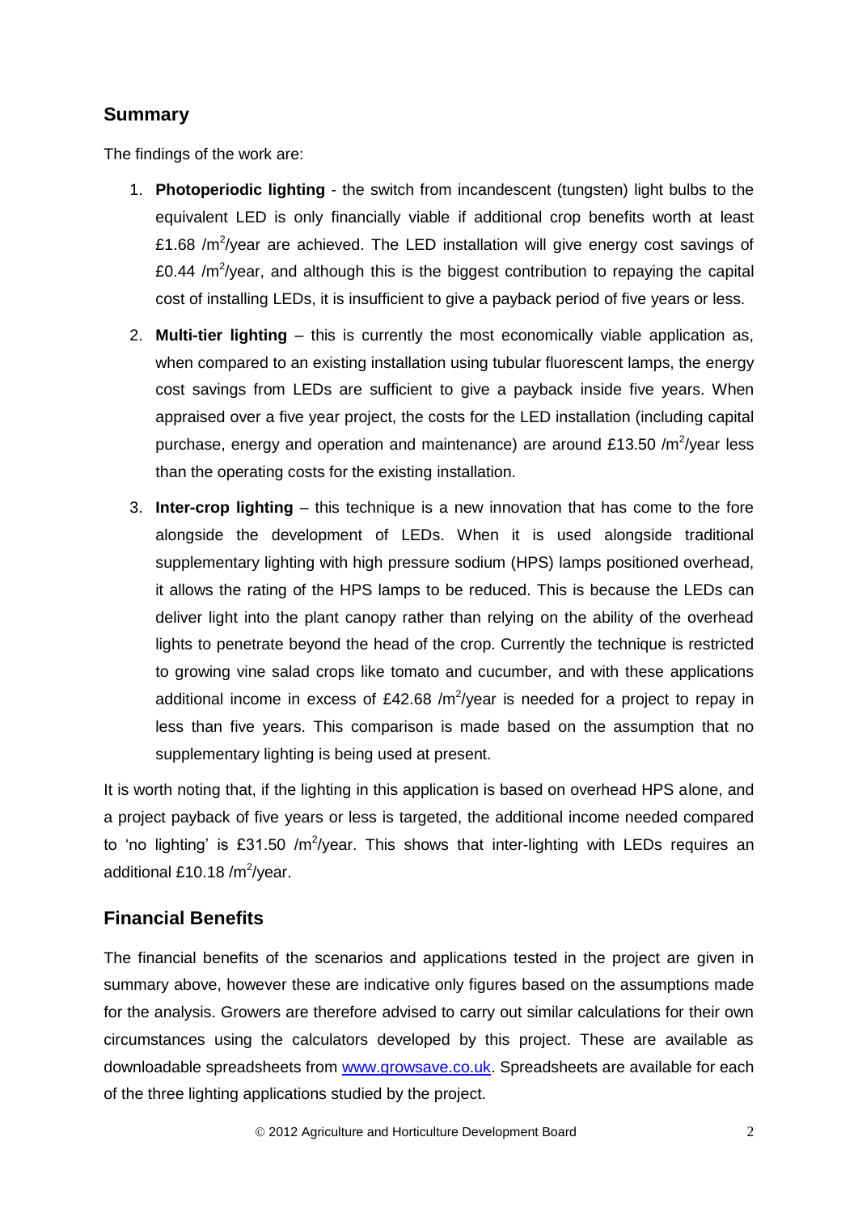## Summary

The findings of the work are:

1. **Photoperiodic lighting** - the switch from incandescent (tungsten) light bulbs to the equivalent LED is only financially viable if additional crop benefits worth at least £1.68 /$m^2$/year are achieved. The LED installation will give energy cost savings of £0.44 /$m^2$/year, and although this is the biggest contribution to repaying the capital cost of installing LEDs, it is insufficient to give a payback period of five years or less.

2. **Multi-tier lighting** – this is currently the most economically viable application as, when compared to an existing installation using tubular fluorescent lamps, the energy cost savings from LEDs are sufficient to give a payback inside five years. When appraised over a five year project, the costs for the LED installation (including capital purchase, energy and operation and maintenance) are around £13.50 /$m^2$/year less than the operating costs for the existing installation.

3. **Inter-crop lighting** – this technique is a new innovation that has come to the fore alongside the development of LEDs. When it is used alongside traditional supplementary lighting with high pressure sodium (HPS) lamps positioned overhead, it allows the rating of the HPS lamps to be reduced. This is because the LEDs can deliver light into the plant canopy rather than relying on the ability of the overhead lights to penetrate beyond the head of the crop. Currently the technique is restricted to growing vine salad crops like tomato and cucumber, and with these applications additional income in excess of £42.68 /$m^2$/year is needed for a project to repay in less than five years. This comparison is made based on the assumption that no supplementary lighting is being used at present.

It is worth noting that, if the lighting in this application is based on overhead HPS alone, and a project payback of five years or less is targeted, the additional income needed compared to 'no lighting' is £31.50 /$m^2$/year. This shows that inter-lighting with LEDs requires an additional £10.18 /$m^2$/year.

## Financial Benefits

The financial benefits of the scenarios and applications tested in the project are given in summary above, however these are indicative only figures based on the assumptions made for the analysis. Growers are therefore advised to carry out similar calculations for their own circumstances using the calculators developed by this project. These are available as downloadable spreadsheets from www.growsave.co.uk. Spreadsheets are available for each of the three lighting applications studied by the project.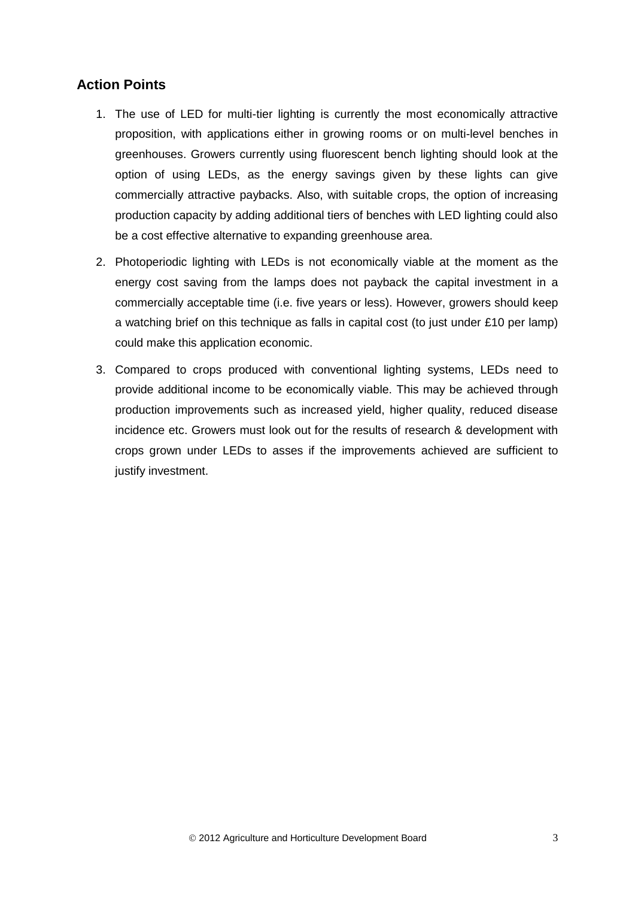## Action Points

1. The use of LED for multi-tier lighting is currently the most economically attractive proposition, with applications either in growing rooms or on multi-level benches in greenhouses. Growers currently using fluorescent bench lighting should look at the option of using LEDs, as the energy savings given by these lights can give commercially attractive paybacks. Also, with suitable crops, the option of increasing production capacity by adding additional tiers of benches with LED lighting could also be a cost effective alternative to expanding greenhouse area.

2. Photoperiodic lighting with LEDs is not economically viable at the moment as the energy cost saving from the lamps does not payback the capital investment in a commercially acceptable time (i.e. five years or less). However, growers should keep a watching brief on this technique as falls in capital cost (to just under £10 per lamp) could make this application economic.

3. Compared to crops produced with conventional lighting systems, LEDs need to provide additional income to be economically viable. This may be achieved through production improvements such as increased yield, higher quality, reduced disease incidence etc. Growers must look out for the results of research & development with crops grown under LEDs to asses if the improvements achieved are sufficient to justify investment.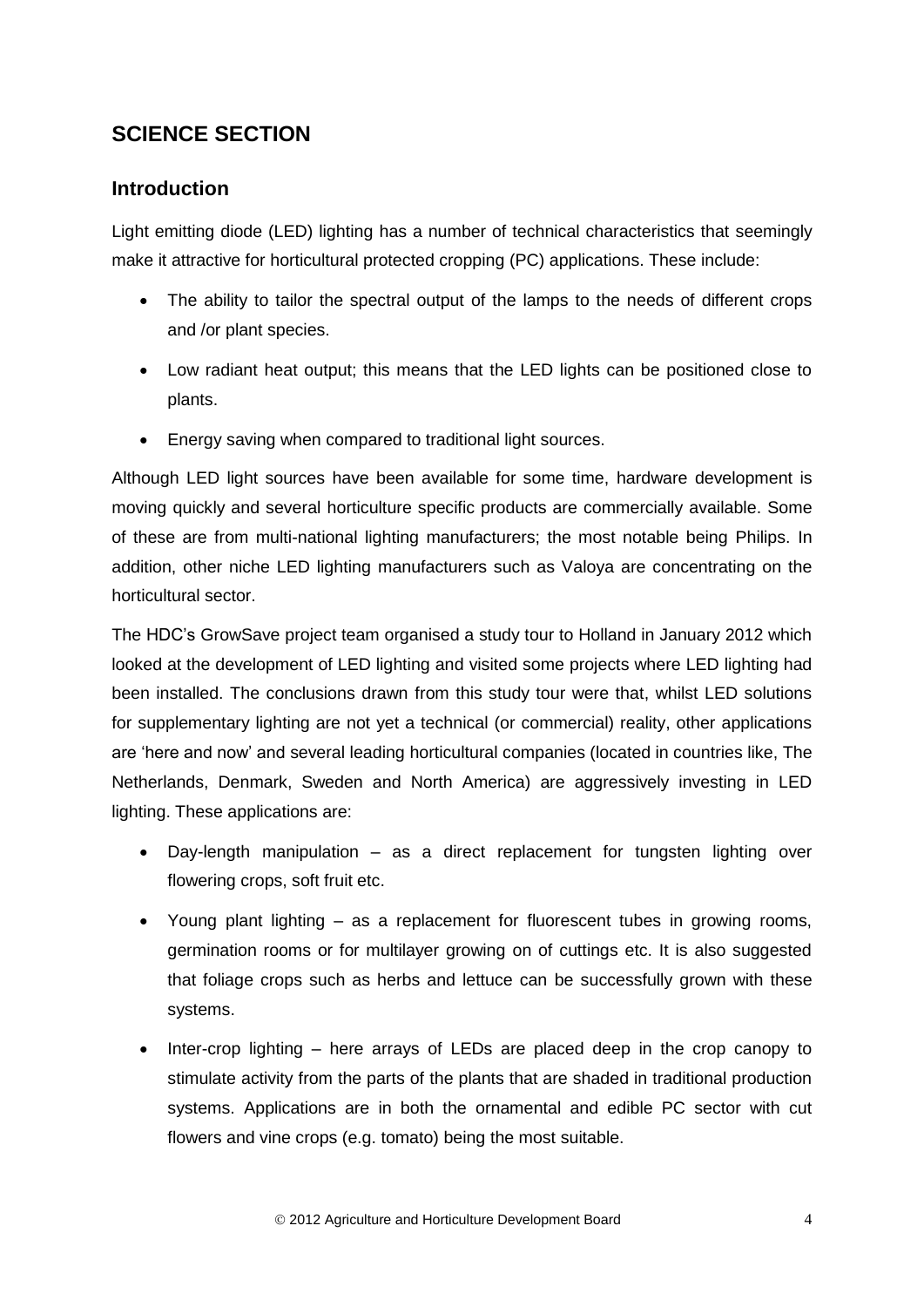# SCIENCE SECTION

## Introduction

Light emitting diode (LED) lighting has a number of technical characteristics that seemingly make it attractive for horticultural protected cropping (PC) applications. These include:

- The ability to tailor the spectral output of the lamps to the needs of different crops and /or plant species.
- Low radiant heat output; this means that the LED lights can be positioned close to plants.
- Energy saving when compared to traditional light sources.

Although LED light sources have been available for some time, hardware development is moving quickly and several horticulture specific products are commercially available. Some of these are from multi-national lighting manufacturers; the most notable being Philips. In addition, other niche LED lighting manufacturers such as Valoya are concentrating on the horticultural sector.

The HDC's GrowSave project team organised a study tour to Holland in January 2012 which looked at the development of LED lighting and visited some projects where LED lighting had been installed. The conclusions drawn from this study tour were that, whilst LED solutions for supplementary lighting are not yet a technical (or commercial) reality, other applications are 'here and now' and several leading horticultural companies (located in countries like, The Netherlands, Denmark, Sweden and North America) are aggressively investing in LED lighting. These applications are:

- Day-length manipulation – as a direct replacement for tungsten lighting over flowering crops, soft fruit etc.
- Young plant lighting – as a replacement for fluorescent tubes in growing rooms, germination rooms or for multilayer growing on of cuttings etc. It is also suggested that foliage crops such as herbs and lettuce can be successfully grown with these systems.
- Inter-crop lighting – here arrays of LEDs are placed deep in the crop canopy to stimulate activity from the parts of the plants that are shaded in traditional production systems. Applications are in both the ornamental and edible PC sector with cut flowers and vine crops (e.g. tomato) being the most suitable.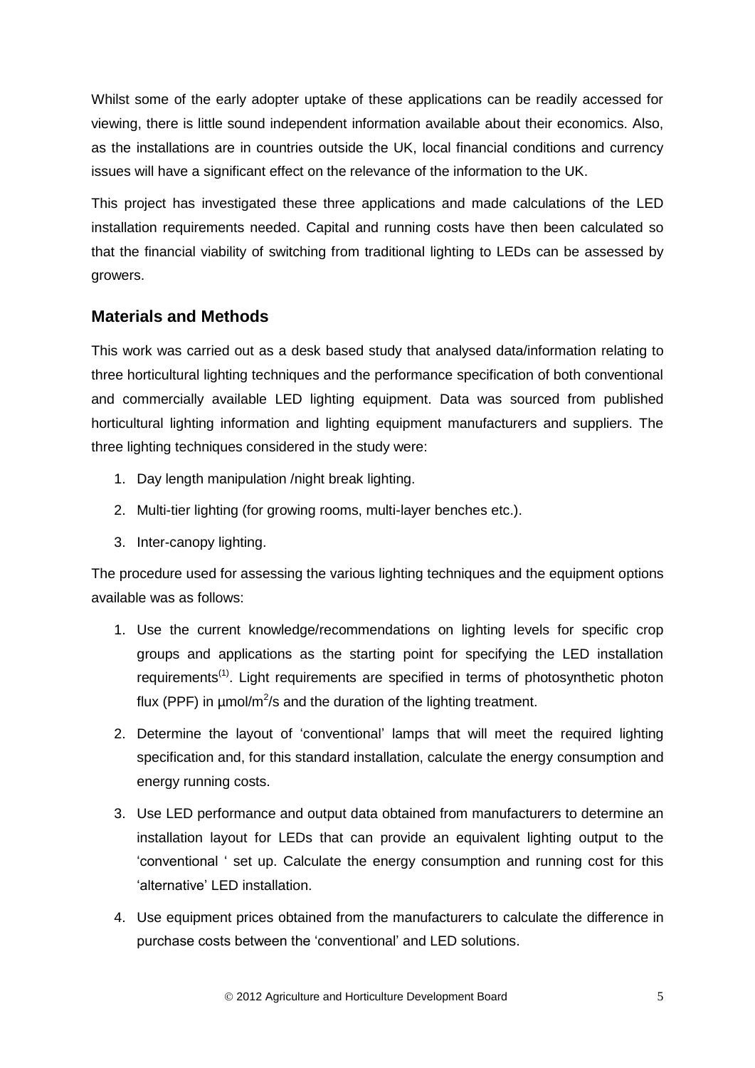Whilst some of the early adopter uptake of these applications can be readily accessed for viewing, there is little sound independent information available about their economics. Also, as the installations are in countries outside the UK, local financial conditions and currency issues will have a significant effect on the relevance of the information to the UK.

This project has investigated these three applications and made calculations of the LED installation requirements needed. Capital and running costs have then been calculated so that the financial viability of switching from traditional lighting to LEDs can be assessed by growers.

## Materials and Methods

This work was carried out as a desk based study that analysed data/information relating to three horticultural lighting techniques and the performance specification of both conventional and commercially available LED lighting equipment. Data was sourced from published horticultural lighting information and lighting equipment manufacturers and suppliers. The three lighting techniques considered in the study were:

1. Day length manipulation /night break lighting.
2. Multi-tier lighting (for growing rooms, multi-layer benches etc.).
3. Inter-canopy lighting.

The procedure used for assessing the various lighting techniques and the equipment options available was as follows:

1. Use the current knowledge/recommendations on lighting levels for specific crop groups and applications as the starting point for specifying the LED installation requirements[(1)]. Light requirements are specified in terms of photosynthetic photon flux (PPF) in µmol/m$^2$/s and the duration of the lighting treatment.
2. Determine the layout of 'conventional' lamps that will meet the required lighting specification and, for this standard installation, calculate the energy consumption and energy running costs.
3. Use LED performance and output data obtained from manufacturers to determine an installation layout for LEDs that can provide an equivalent lighting output to the 'conventional ' set up. Calculate the energy consumption and running cost for this 'alternative' LED installation.
4. Use equipment prices obtained from the manufacturers to calculate the difference in purchase costs between the 'conventional' and LED solutions.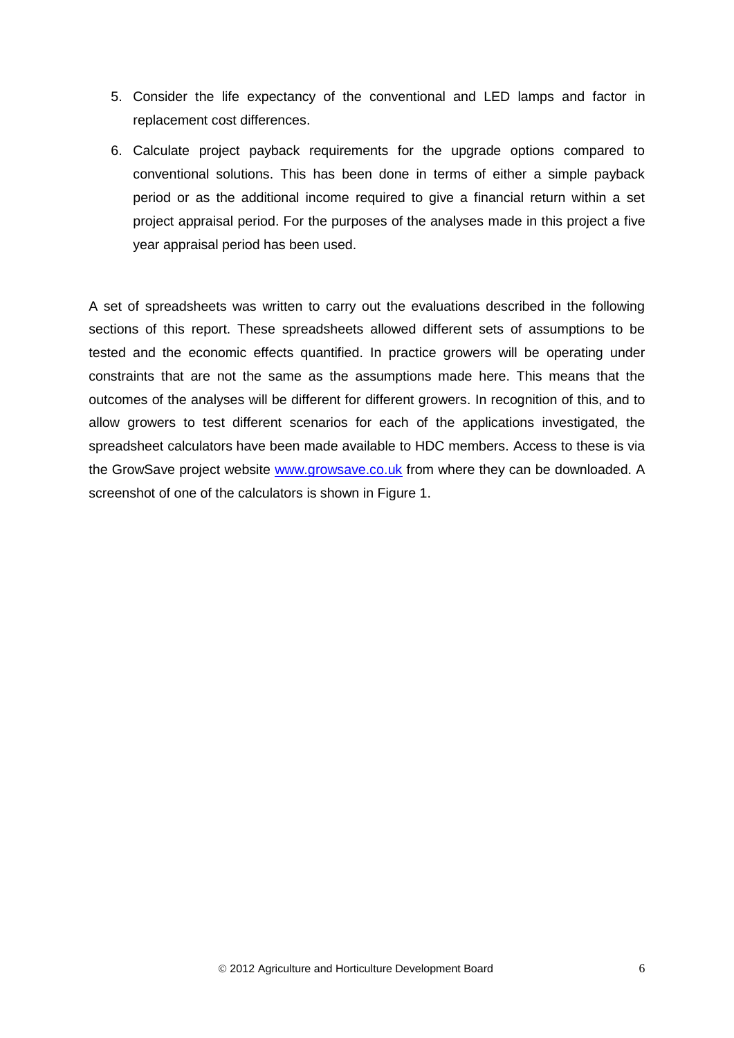5. Consider the life expectancy of the conventional and LED lamps and factor in replacement cost differences.
6. Calculate project payback requirements for the upgrade options compared to conventional solutions. This has been done in terms of either a simple payback period or as the additional income required to give a financial return within a set project appraisal period. For the purposes of the analyses made in this project a five year appraisal period has been used.

A set of spreadsheets was written to carry out the evaluations described in the following sections of this report. These spreadsheets allowed different sets of assumptions to be tested and the economic effects quantified. In practice growers will be operating under constraints that are not the same as the assumptions made here. This means that the outcomes of the analyses will be different for different growers. In recognition of this, and to allow growers to test different scenarios for each of the applications investigated, the spreadsheet calculators have been made available to HDC members. Access to these is via the GrowSave project website [www.growsave.co.uk](http://www.growsave.co.uk) from where they can be downloaded. A screenshot of one of the calculators is shown in Figure 1.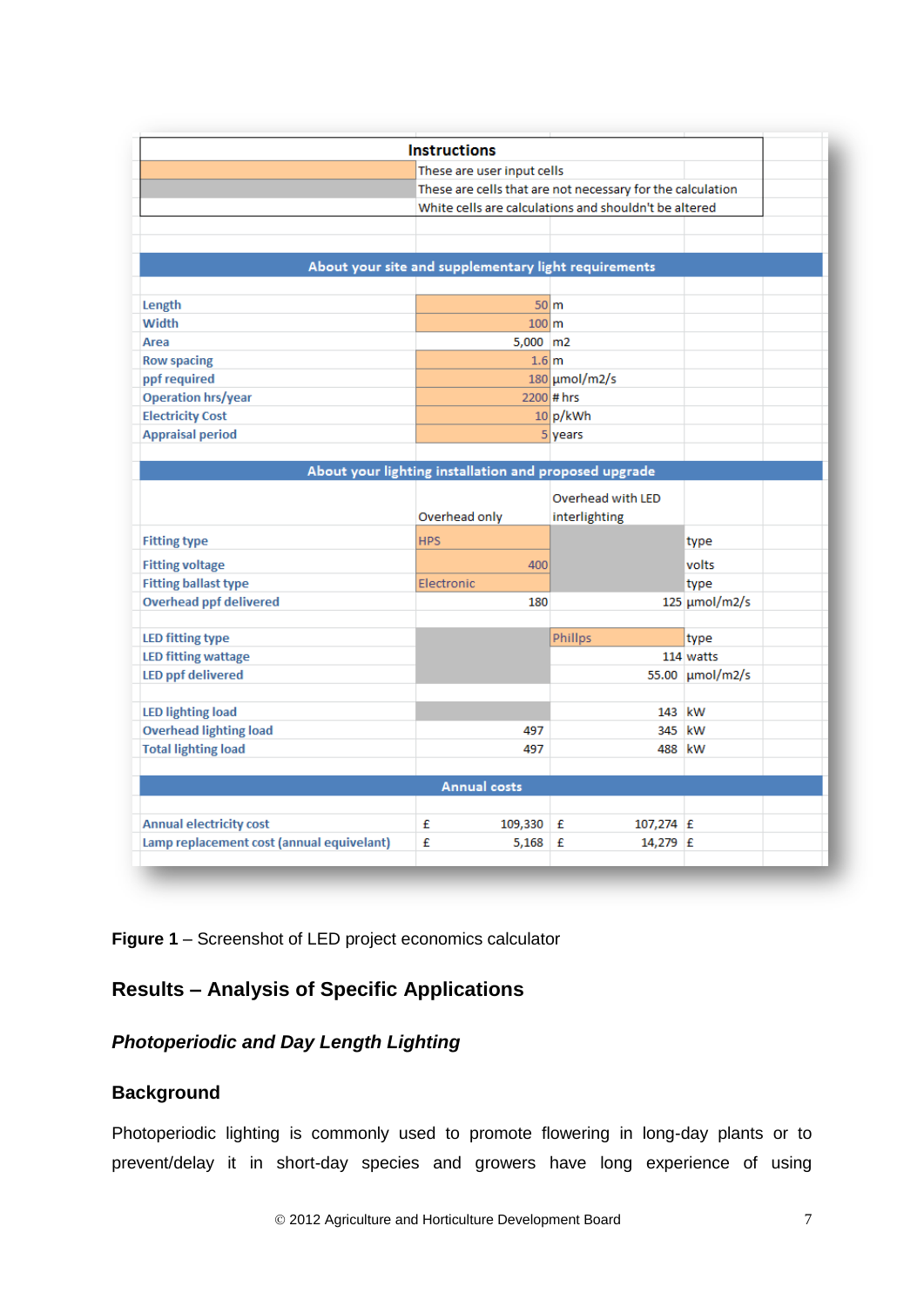| Instructions | | | |
|---|---|---|---|
| | These are user input cells | | |
| | These are cells that are not necessary for the calculation | | |
| | White cells are calculations and shouldn't be altered | | |

| About your site and supplementary light requirements | | | |
|---|---|---|---|
| Length | 50 | m | |
| Width | 100 | m | |
| Area | 5,000 | m2 | |
| Row spacing | 1.6 | m | |
| ppf required | 180 | µmol/m2/s | |
| Operation hrs/year | 2200 | # hrs | |
| Electricity Cost | 10 | p/kWh | |
| Appraisal period | 5 | years | |

| About your lighting installation and proposed upgrade | | | |
|---|---|---|---|
| | Overhead only | Overhead with LED interlighting | |
| Fitting type | HPS | | type |
| Fitting voltage | 400 | | volts |
| Fitting ballast type | Electronic | | type |
| Overhead ppf delivered | 180 | 125 | µmol/m2/s |
| LED fitting type | | Phillps | type |
| LED fitting wattage | | 114 | watts |
| LED ppf delivered | | 55.00 | µmol/m2/s |
| LED lighting load | | 143 | kW |
| Overhead lighting load | 497 | 345 | kW |
| Total lighting load | 497 | 488 | kW |

| Annual costs | | |
|---|---|---|
| Annual electricity cost | £ 109,330 | £ 107,274 £ |
| Lamp replacement cost (annual equivelant) | £ 5,168 | £ 14,279 £ |

**Figure 1** – Screenshot of LED project economics calculator

## Results – Analysis of Specific Applications

### *Photoperiodic and Day Length Lighting*

### Background

Photoperiodic lighting is commonly used to promote flowering in long-day plants or to prevent/delay it in short-day species and growers have long experience of using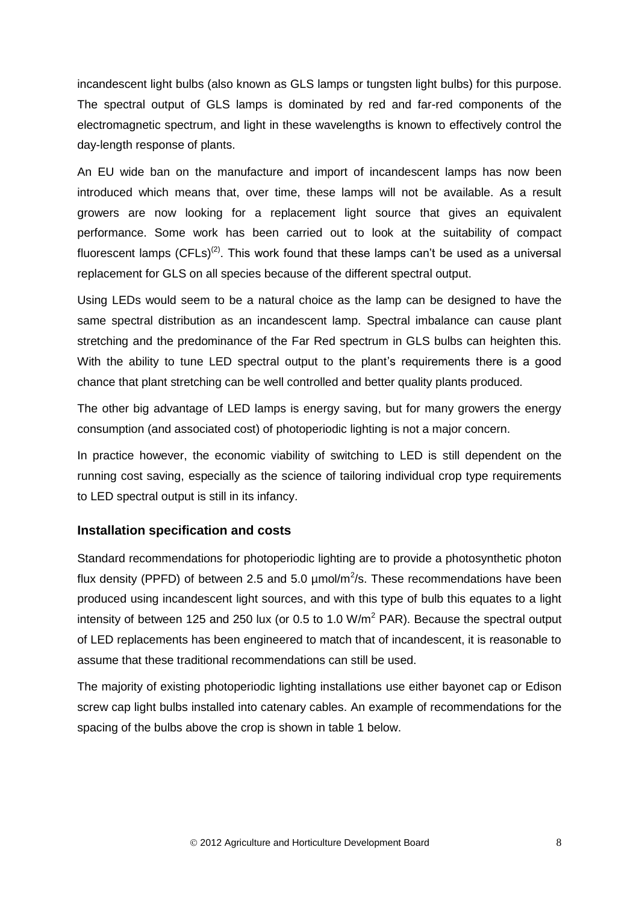incandescent light bulbs (also known as GLS lamps or tungsten light bulbs) for this purpose. The spectral output of GLS lamps is dominated by red and far-red components of the electromagnetic spectrum, and light in these wavelengths is known to effectively control the day-length response of plants.

An EU wide ban on the manufacture and import of incandescent lamps has now been introduced which means that, over time, these lamps will not be available. As a result growers are now looking for a replacement light source that gives an equivalent performance. Some work has been carried out to look at the suitability of compact fluorescent lamps (CFLs)[(2)]. This work found that these lamps can't be used as a universal replacement for GLS on all species because of the different spectral output.

Using LEDs would seem to be a natural choice as the lamp can be designed to have the same spectral distribution as an incandescent lamp. Spectral imbalance can cause plant stretching and the predominance of the Far Red spectrum in GLS bulbs can heighten this. With the ability to tune LED spectral output to the plant's requirements there is a good chance that plant stretching can be well controlled and better quality plants produced.

The other big advantage of LED lamps is energy saving, but for many growers the energy consumption (and associated cost) of photoperiodic lighting is not a major concern.

In practice however, the economic viability of switching to LED is still dependent on the running cost saving, especially as the science of tailoring individual crop type requirements to LED spectral output is still in its infancy.

### Installation specification and costs

Standard recommendations for photoperiodic lighting are to provide a photosynthetic photon flux density (PPFD) of between 2.5 and 5.0 µmol/m$^2$/s. These recommendations have been produced using incandescent light sources, and with this type of bulb this equates to a light intensity of between 125 and 250 lux (or 0.5 to 1.0 W/m$^2$ PAR). Because the spectral output of LED replacements has been engineered to match that of incandescent, it is reasonable to assume that these traditional recommendations can still be used.

The majority of existing photoperiodic lighting installations use either bayonet cap or Edison screw cap light bulbs installed into catenary cables. An example of recommendations for the spacing of the bulbs above the crop is shown in table 1 below.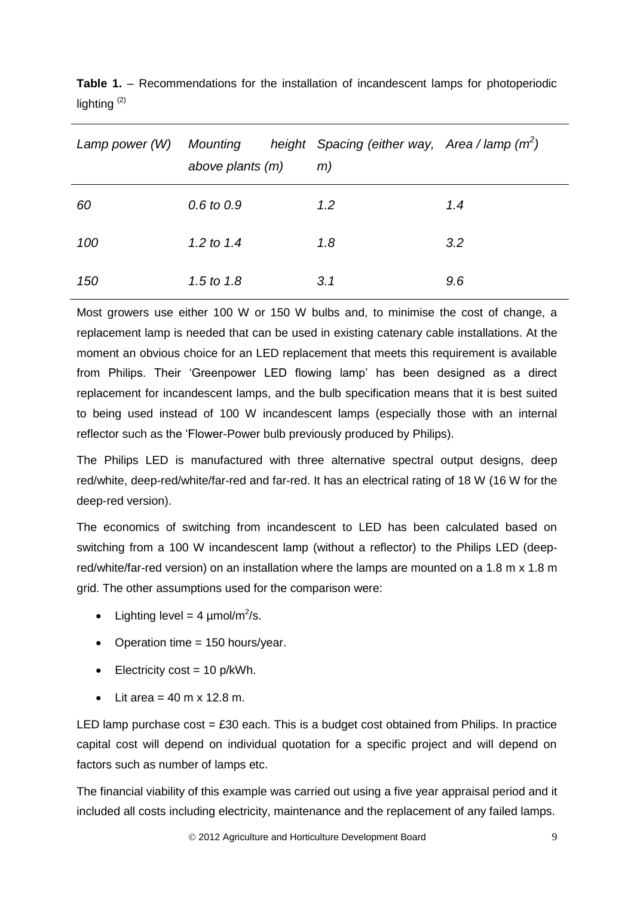**Table 1.** – Recommendations for the installation of incandescent lamps for photoperiodic lighting [2]

| *Lamp power (W)* | *Mounting height above plants (m)* | *Spacing (either way, m)* | *Area / lamp ($m^2$)* |
|---|---|---|---|
| *60* | *0.6 to 0.9* | *1.2* | *1.4* |
| *100* | *1.2 to 1.4* | *1.8* | *3.2* |
| *150* | *1.5 to 1.8* | *3.1* | *9.6* |

Most growers use either 100 W or 150 W bulbs and, to minimise the cost of change, a replacement lamp is needed that can be used in existing catenary cable installations. At the moment an obvious choice for an LED replacement that meets this requirement is available from Philips. Their 'Greenpower LED flowing lamp' has been designed as a direct replacement for incandescent lamps, and the bulb specification means that it is best suited to being used instead of 100 W incandescent lamps (especially those with an internal reflector such as the 'Flower-Power bulb previously produced by Philips).

The Philips LED is manufactured with three alternative spectral output designs, deep red/white, deep-red/white/far-red and far-red. It has an electrical rating of 18 W (16 W for the deep-red version).

The economics of switching from incandescent to LED has been calculated based on switching from a 100 W incandescent lamp (without a reflector) to the Philips LED (deep-red/white/far-red version) on an installation where the lamps are mounted on a 1.8 m x 1.8 m grid. The other assumptions used for the comparison were:

- Lighting level = 4 µmol/$m^2$/s.
- Operation time = 150 hours/year.
- Electricity cost = 10 p/kWh.
- Lit area = 40 m x 12.8 m.

LED lamp purchase cost = £30 each. This is a budget cost obtained from Philips. In practice capital cost will depend on individual quotation for a specific project and will depend on factors such as number of lamps etc.

The financial viability of this example was carried out using a five year appraisal period and it included all costs including electricity, maintenance and the replacement of any failed lamps.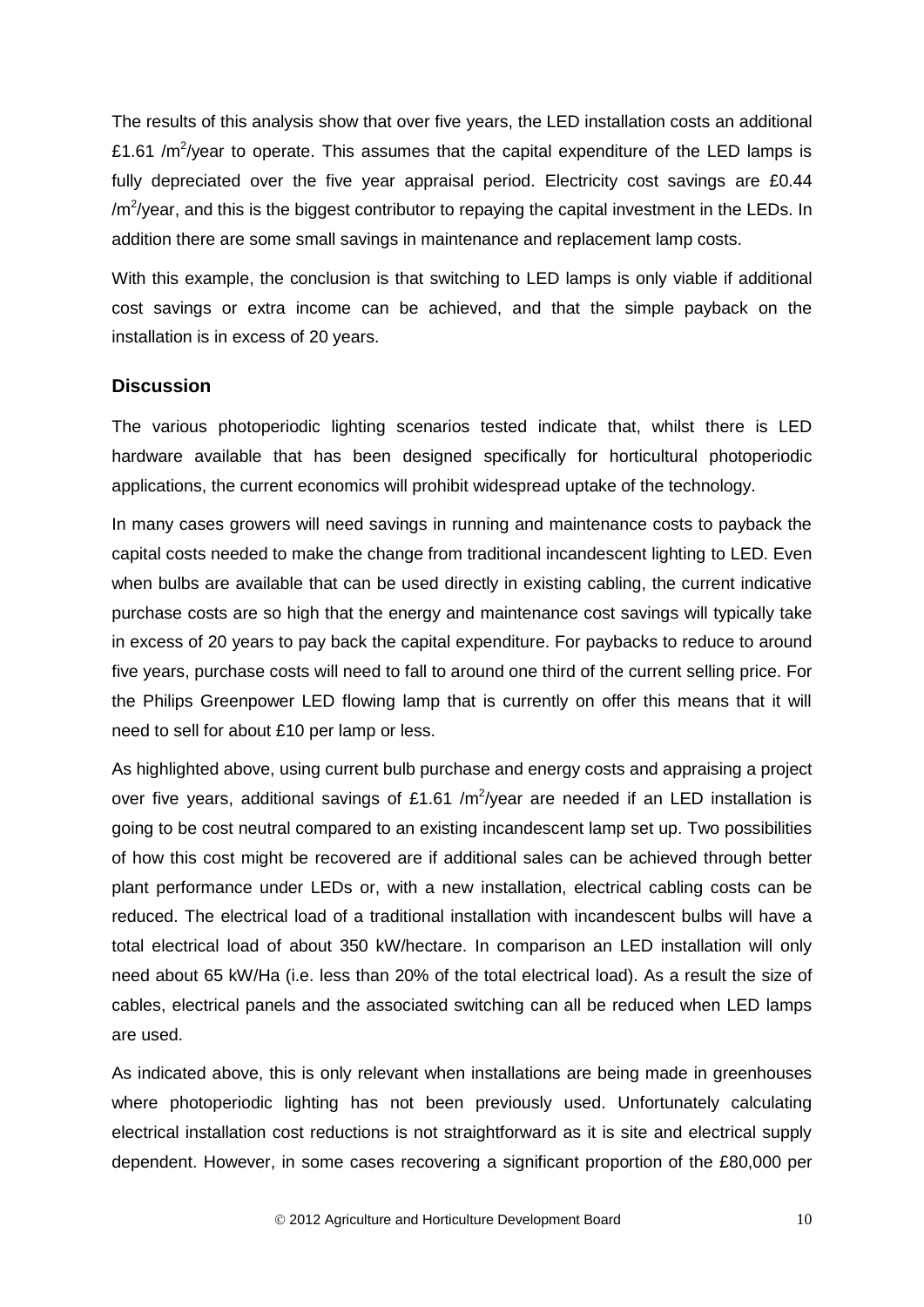The results of this analysis show that over five years, the LED installation costs an additional £1.61 /m$^2$/year to operate. This assumes that the capital expenditure of the LED lamps is fully depreciated over the five year appraisal period. Electricity cost savings are £0.44 /m$^2$/year, and this is the biggest contributor to repaying the capital investment in the LEDs. In addition there are some small savings in maintenance and replacement lamp costs.

With this example, the conclusion is that switching to LED lamps is only viable if additional cost savings or extra income can be achieved, and that the simple payback on the installation is in excess of 20 years.

## Discussion

The various photoperiodic lighting scenarios tested indicate that, whilst there is LED hardware available that has been designed specifically for horticultural photoperiodic applications, the current economics will prohibit widespread uptake of the technology.

In many cases growers will need savings in running and maintenance costs to payback the capital costs needed to make the change from traditional incandescent lighting to LED. Even when bulbs are available that can be used directly in existing cabling, the current indicative purchase costs are so high that the energy and maintenance cost savings will typically take in excess of 20 years to pay back the capital expenditure. For paybacks to reduce to around five years, purchase costs will need to fall to around one third of the current selling price. For the Philips Greenpower LED flowing lamp that is currently on offer this means that it will need to sell for about £10 per lamp or less.

As highlighted above, using current bulb purchase and energy costs and appraising a project over five years, additional savings of £1.61 /m$^2$/year are needed if an LED installation is going to be cost neutral compared to an existing incandescent lamp set up. Two possibilities of how this cost might be recovered are if additional sales can be achieved through better plant performance under LEDs or, with a new installation, electrical cabling costs can be reduced. The electrical load of a traditional installation with incandescent bulbs will have a total electrical load of about 350 kW/hectare. In comparison an LED installation will only need about 65 kW/Ha (i.e. less than 20% of the total electrical load). As a result the size of cables, electrical panels and the associated switching can all be reduced when LED lamps are used.

As indicated above, this is only relevant when installations are being made in greenhouses where photoperiodic lighting has not been previously used. Unfortunately calculating electrical installation cost reductions is not straightforward as it is site and electrical supply dependent. However, in some cases recovering a significant proportion of the £80,000 per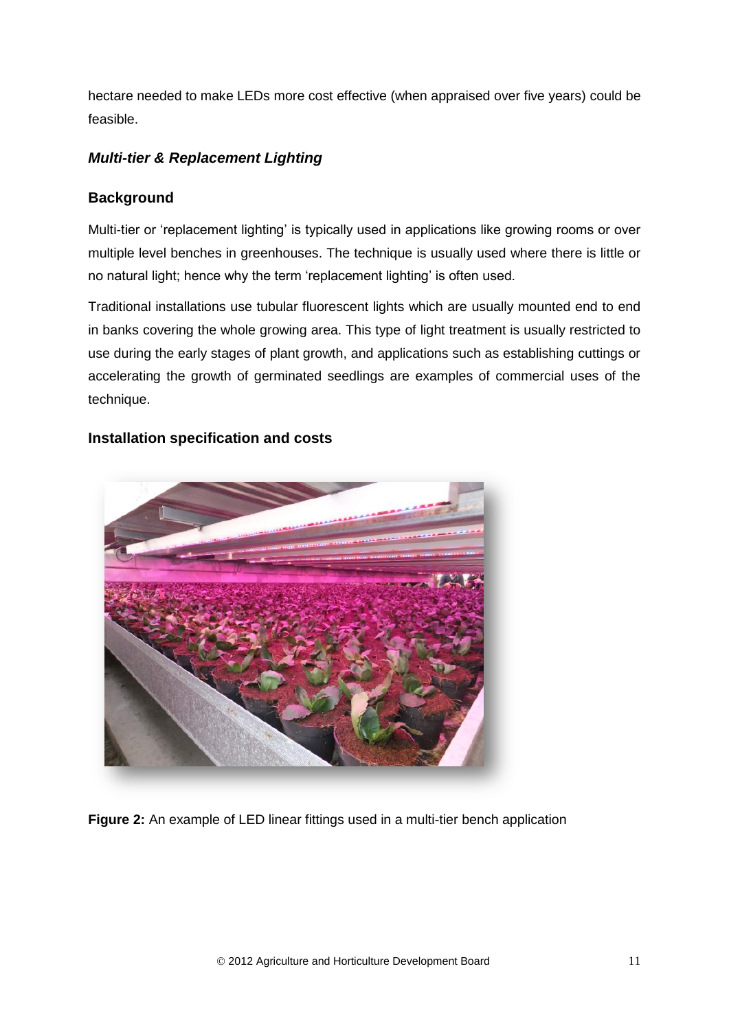hectare needed to make LEDs more cost effective (when appraised over five years) could be feasible.

### *Multi-tier & Replacement Lighting*

### Background

Multi-tier or 'replacement lighting' is typically used in applications like growing rooms or over multiple level benches in greenhouses. The technique is usually used where there is little or no natural light; hence why the term 'replacement lighting' is often used.

Traditional installations use tubular fluorescent lights which are usually mounted end to end in banks covering the whole growing area. This type of light treatment is usually restricted to use during the early stages of plant growth, and applications such as establishing cuttings or accelerating the growth of germinated seedlings are examples of commercial uses of the technique.

### Installation specification and costs

**Figure 2:** An example of LED linear fittings used in a multi-tier bench application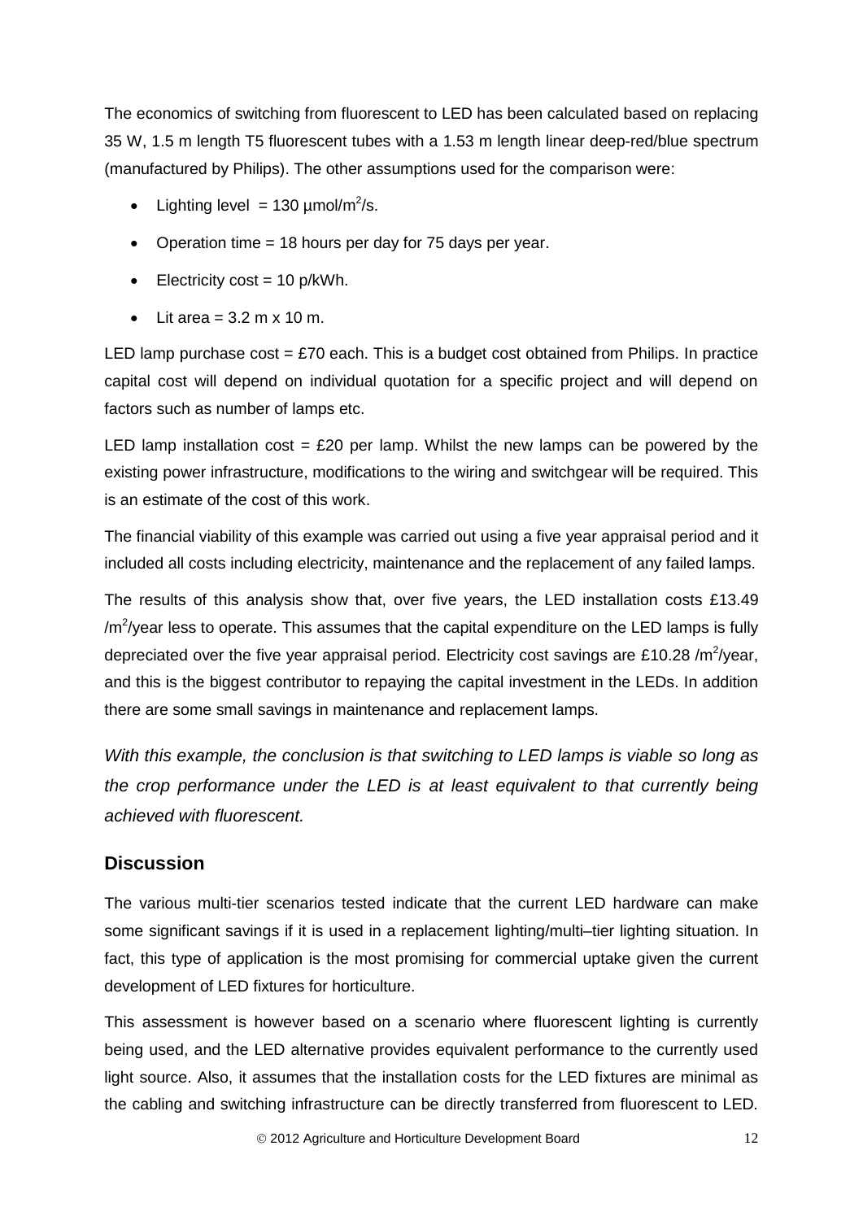The economics of switching from fluorescent to LED has been calculated based on replacing 35 W, 1.5 m length T5 fluorescent tubes with a 1.53 m length linear deep-red/blue spectrum (manufactured by Philips). The other assumptions used for the comparison were:

- Lighting level = 130 µmol/m$^2$/s.
- Operation time = 18 hours per day for 75 days per year.
- Electricity cost = 10 p/kWh.
- Lit area = 3.2 m x 10 m.

LED lamp purchase cost = £70 each. This is a budget cost obtained from Philips. In practice capital cost will depend on individual quotation for a specific project and will depend on factors such as number of lamps etc.

LED lamp installation cost = £20 per lamp. Whilst the new lamps can be powered by the existing power infrastructure, modifications to the wiring and switchgear will be required. This is an estimate of the cost of this work.

The financial viability of this example was carried out using a five year appraisal period and it included all costs including electricity, maintenance and the replacement of any failed lamps.

The results of this analysis show that, over five years, the LED installation costs £13.49 /m$^2$/year less to operate. This assumes that the capital expenditure on the LED lamps is fully depreciated over the five year appraisal period. Electricity cost savings are £10.28 /m$^2$/year, and this is the biggest contributor to repaying the capital investment in the LEDs. In addition there are some small savings in maintenance and replacement lamps.

*With this example, the conclusion is that switching to LED lamps is viable so long as the crop performance under the LED is at least equivalent to that currently being achieved with fluorescent.*

## Discussion

The various multi-tier scenarios tested indicate that the current LED hardware can make some significant savings if it is used in a replacement lighting/multi–tier lighting situation. In fact, this type of application is the most promising for commercial uptake given the current development of LED fixtures for horticulture.

This assessment is however based on a scenario where fluorescent lighting is currently being used, and the LED alternative provides equivalent performance to the currently used light source. Also, it assumes that the installation costs for the LED fixtures are minimal as the cabling and switching infrastructure can be directly transferred from fluorescent to LED.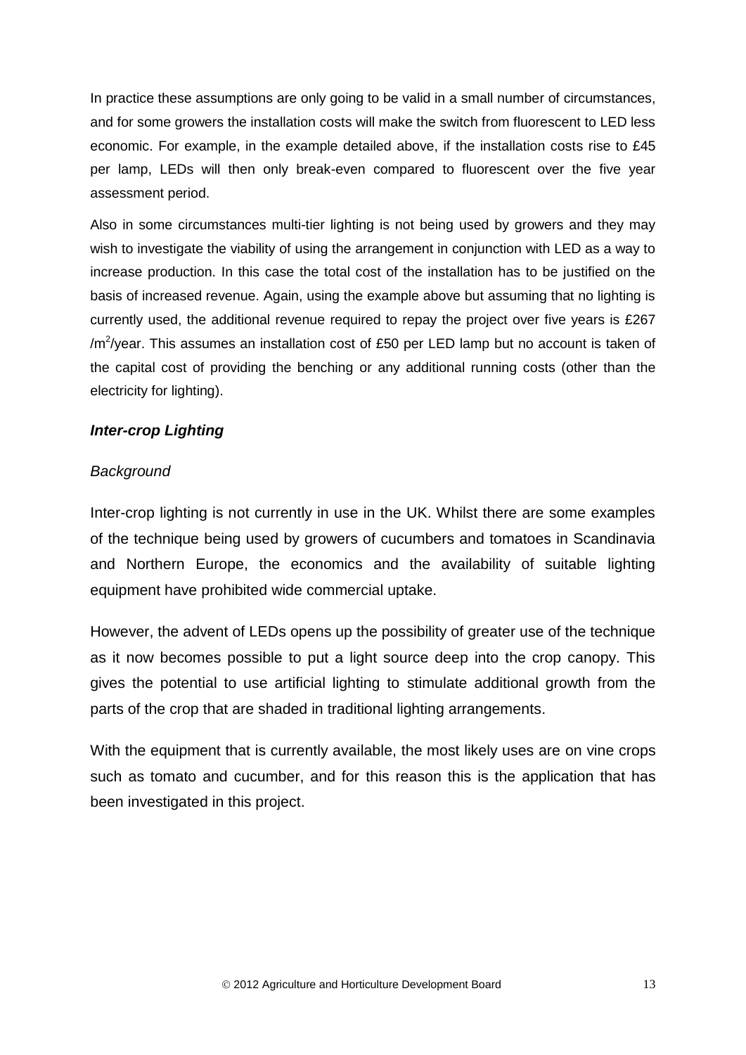In practice these assumptions are only going to be valid in a small number of circumstances, and for some growers the installation costs will make the switch from fluorescent to LED less economic. For example, in the example detailed above, if the installation costs rise to £45 per lamp, LEDs will then only break-even compared to fluorescent over the five year assessment period.

Also in some circumstances multi-tier lighting is not being used by growers and they may wish to investigate the viability of using the arrangement in conjunction with LED as a way to increase production. In this case the total cost of the installation has to be justified on the basis of increased revenue. Again, using the example above but assuming that no lighting is currently used, the additional revenue required to repay the project over five years is £267 /$m^2$/year. This assumes an installation cost of £50 per LED lamp but no account is taken of the capital cost of providing the benching or any additional running costs (other than the electricity for lighting).

### ***Inter-crop Lighting***

*Background*

Inter-crop lighting is not currently in use in the UK. Whilst there are some examples of the technique being used by growers of cucumbers and tomatoes in Scandinavia and Northern Europe, the economics and the availability of suitable lighting equipment have prohibited wide commercial uptake.

However, the advent of LEDs opens up the possibility of greater use of the technique as it now becomes possible to put a light source deep into the crop canopy. This gives the potential to use artificial lighting to stimulate additional growth from the parts of the crop that are shaded in traditional lighting arrangements.

With the equipment that is currently available, the most likely uses are on vine crops such as tomato and cucumber, and for this reason this is the application that has been investigated in this project.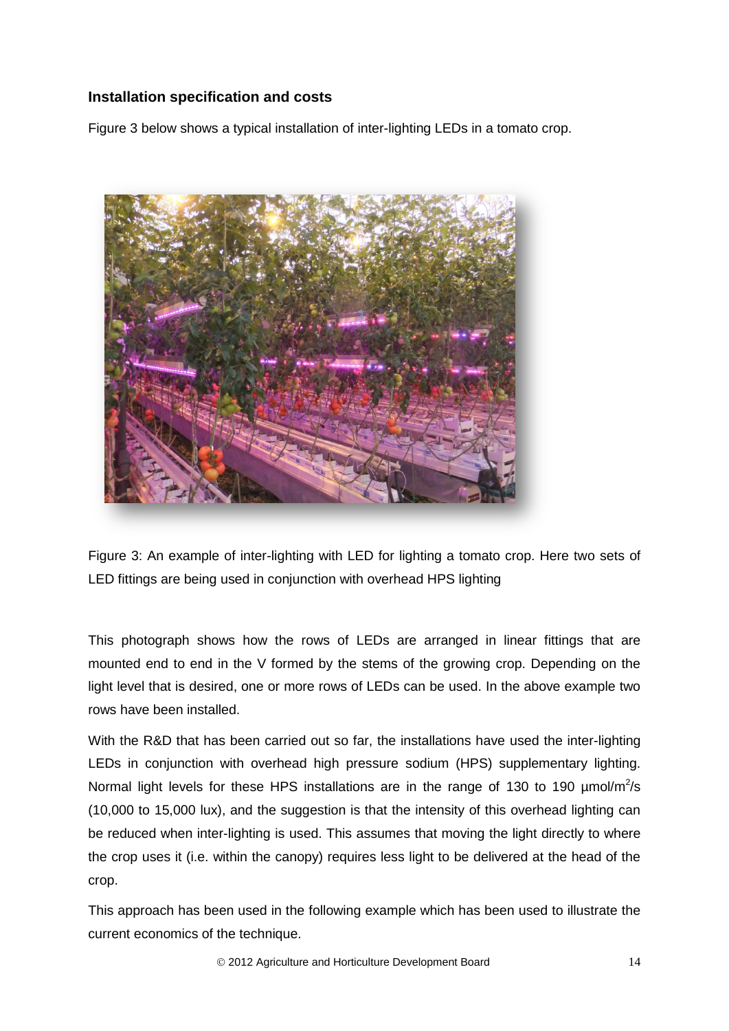### Installation specification and costs

Figure 3 below shows a typical installation of inter-lighting LEDs in a tomato crop.

Figure 3: An example of inter-lighting with LED for lighting a tomato crop. Here two sets of LED fittings are being used in conjunction with overhead HPS lighting

This photograph shows how the rows of LEDs are arranged in linear fittings that are mounted end to end in the V formed by the stems of the growing crop. Depending on the light level that is desired, one or more rows of LEDs can be used. In the above example two rows have been installed.

With the R&D that has been carried out so far, the installations have used the inter-lighting LEDs in conjunction with overhead high pressure sodium (HPS) supplementary lighting. Normal light levels for these HPS installations are in the range of 130 to 190 $\mu mol/m^2/s$ (10,000 to 15,000 lux), and the suggestion is that the intensity of this overhead lighting can be reduced when inter-lighting is used. This assumes that moving the light directly to where the crop uses it (i.e. within the canopy) requires less light to be delivered at the head of the crop.

This approach has been used in the following example which has been used to illustrate the current economics of the technique.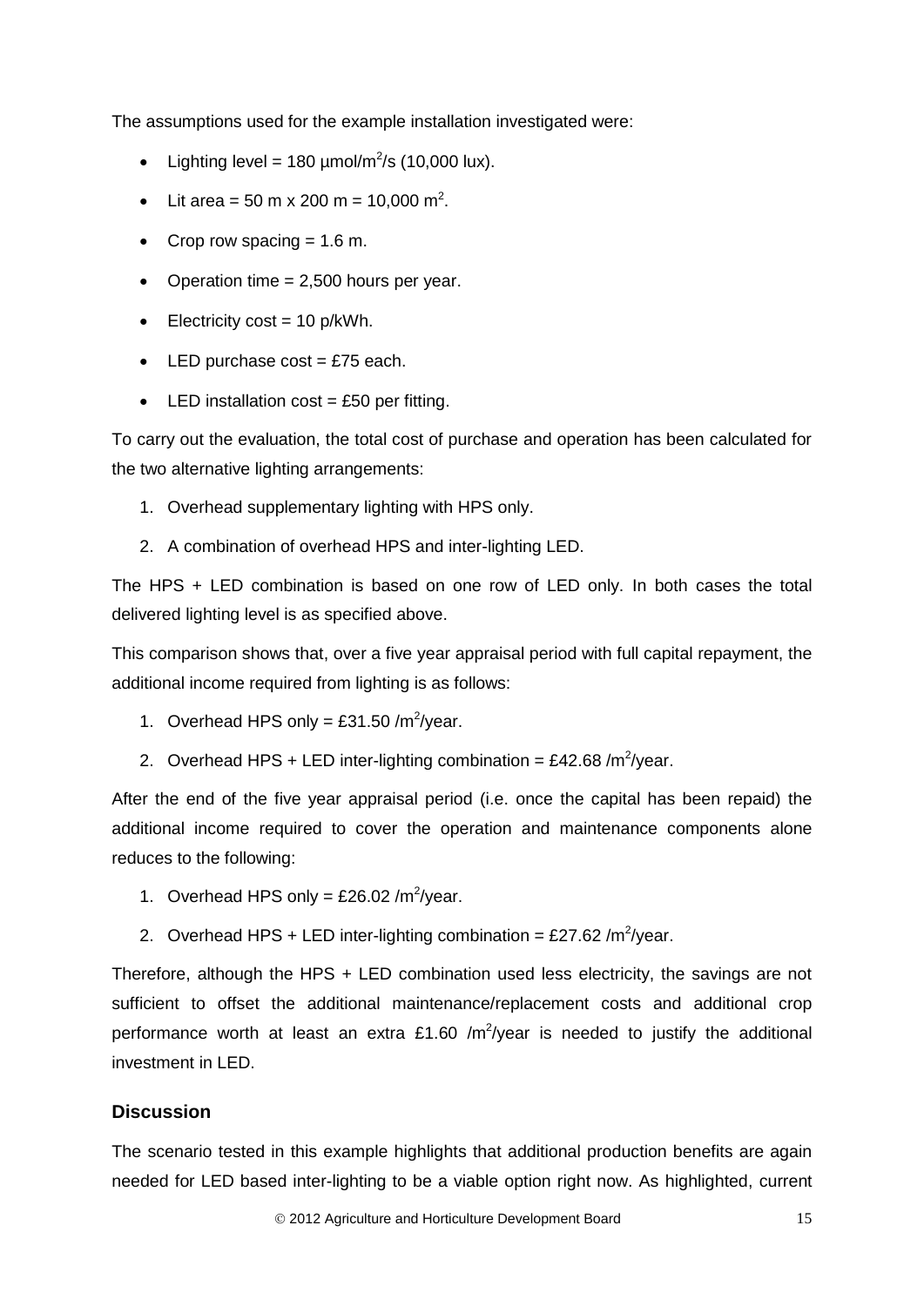The assumptions used for the example installation investigated were:

- Lighting level = 180 µmol/$m^2$/s (10,000 lux).
- Lit area = 50 m x 200 m = 10,000 $m^2$.
- Crop row spacing = 1.6 m.
- Operation time = 2,500 hours per year.
- Electricity cost = 10 p/kWh.
- LED purchase cost = £75 each.
- LED installation cost = £50 per fitting.

To carry out the evaluation, the total cost of purchase and operation has been calculated for the two alternative lighting arrangements:

1. Overhead supplementary lighting with HPS only.
2. A combination of overhead HPS and inter-lighting LED.

The HPS + LED combination is based on one row of LED only. In both cases the total delivered lighting level is as specified above.

This comparison shows that, over a five year appraisal period with full capital repayment, the additional income required from lighting is as follows:

1. Overhead HPS only = £31.50 /$m^2$/year.
2. Overhead HPS + LED inter-lighting combination = £42.68 /$m^2$/year.

After the end of the five year appraisal period (i.e. once the capital has been repaid) the additional income required to cover the operation and maintenance components alone reduces to the following:

1. Overhead HPS only = £26.02 /$m^2$/year.
2. Overhead HPS + LED inter-lighting combination = £27.62 /$m^2$/year.

Therefore, although the HPS + LED combination used less electricity, the savings are not sufficient to offset the additional maintenance/replacement costs and additional crop performance worth at least an extra £1.60 /$m^2$/year is needed to justify the additional investment in LED.

### Discussion

The scenario tested in this example highlights that additional production benefits are again needed for LED based inter-lighting to be a viable option right now. As highlighted, current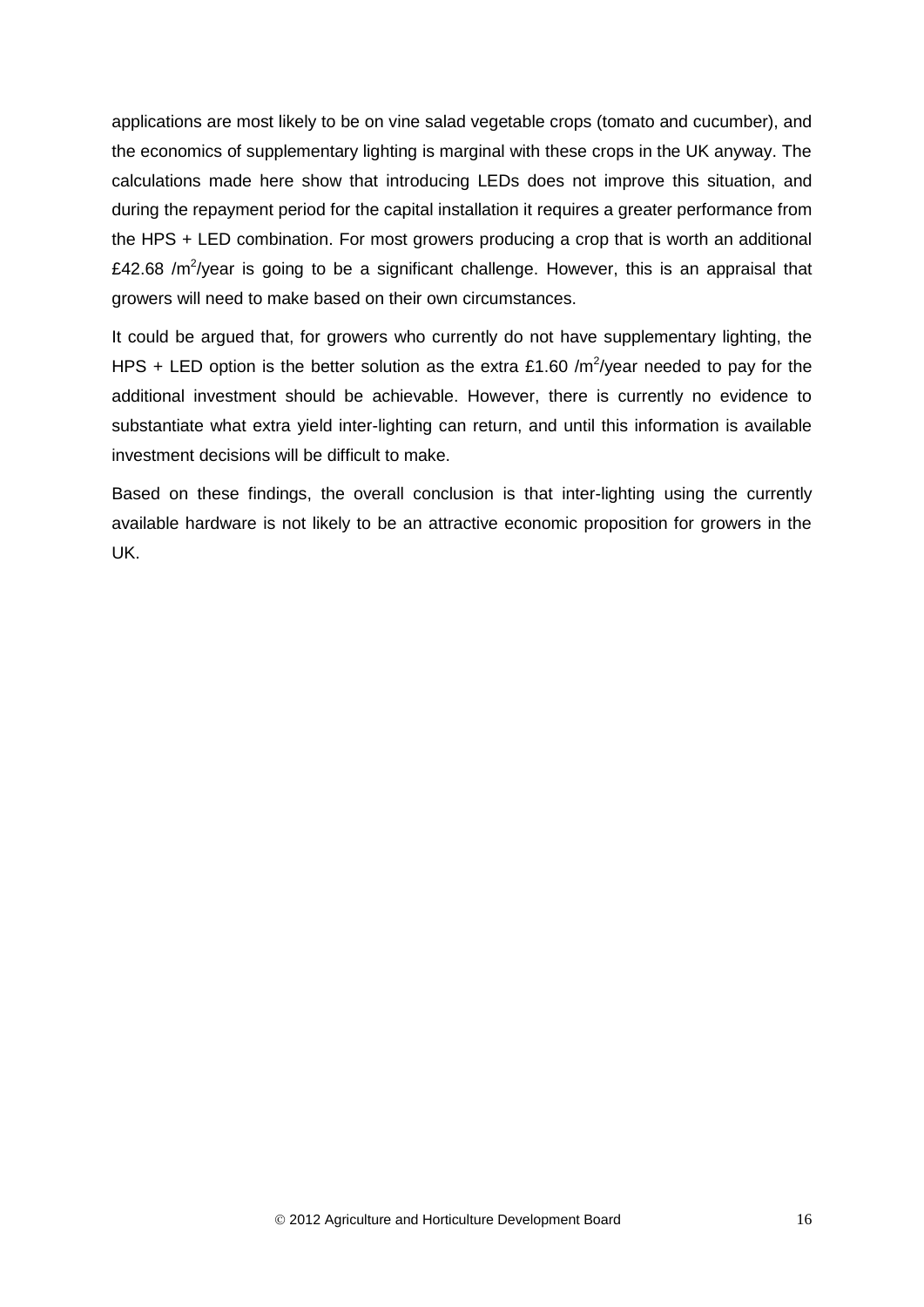applications are most likely to be on vine salad vegetable crops (tomato and cucumber), and the economics of supplementary lighting is marginal with these crops in the UK anyway. The calculations made here show that introducing LEDs does not improve this situation, and during the repayment period for the capital installation it requires a greater performance from the HPS + LED combination. For most growers producing a crop that is worth an additional £42.68 /$m^2$/year is going to be a significant challenge. However, this is an appraisal that growers will need to make based on their own circumstances.

It could be argued that, for growers who currently do not have supplementary lighting, the HPS + LED option is the better solution as the extra £1.60 /$m^2$/year needed to pay for the additional investment should be achievable. However, there is currently no evidence to substantiate what extra yield inter-lighting can return, and until this information is available investment decisions will be difficult to make.

Based on these findings, the overall conclusion is that inter-lighting using the currently available hardware is not likely to be an attractive economic proposition for growers in the UK.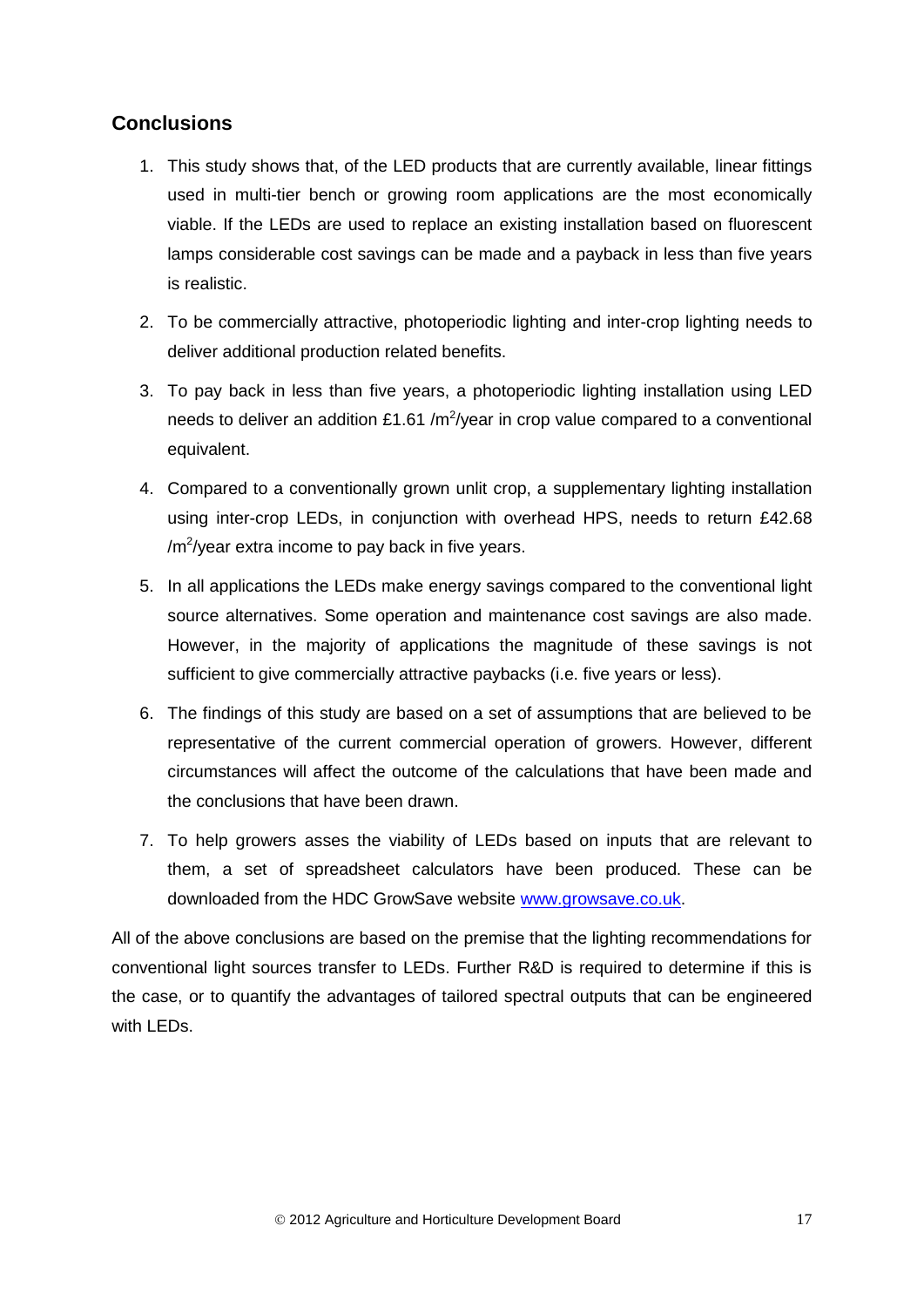## Conclusions

1. This study shows that, of the LED products that are currently available, linear fittings used in multi-tier bench or growing room applications are the most economically viable. If the LEDs are used to replace an existing installation based on fluorescent lamps considerable cost savings can be made and a payback in less than five years is realistic.
2. To be commercially attractive, photoperiodic lighting and inter-crop lighting needs to deliver additional production related benefits.
3. To pay back in less than five years, a photoperiodic lighting installation using LED needs to deliver an addition £1.61 /$m^2$/year in crop value compared to a conventional equivalent.
4. Compared to a conventionally grown unlit crop, a supplementary lighting installation using inter-crop LEDs, in conjunction with overhead HPS, needs to return £42.68 /$m^2$/year extra income to pay back in five years.
5. In all applications the LEDs make energy savings compared to the conventional light source alternatives. Some operation and maintenance cost savings are also made. However, in the majority of applications the magnitude of these savings is not sufficient to give commercially attractive paybacks (i.e. five years or less).
6. The findings of this study are based on a set of assumptions that are believed to be representative of the current commercial operation of growers. However, different circumstances will affect the outcome of the calculations that have been made and the conclusions that have been drawn.
7. To help growers asses the viability of LEDs based on inputs that are relevant to them, a set of spreadsheet calculators have been produced. These can be downloaded from the HDC GrowSave website [www.growsave.co.uk](http://www.growsave.co.uk).

All of the above conclusions are based on the premise that the lighting recommendations for conventional light sources transfer to LEDs. Further R&D is required to determine if this is the case, or to quantify the advantages of tailored spectral outputs that can be engineered with LEDs.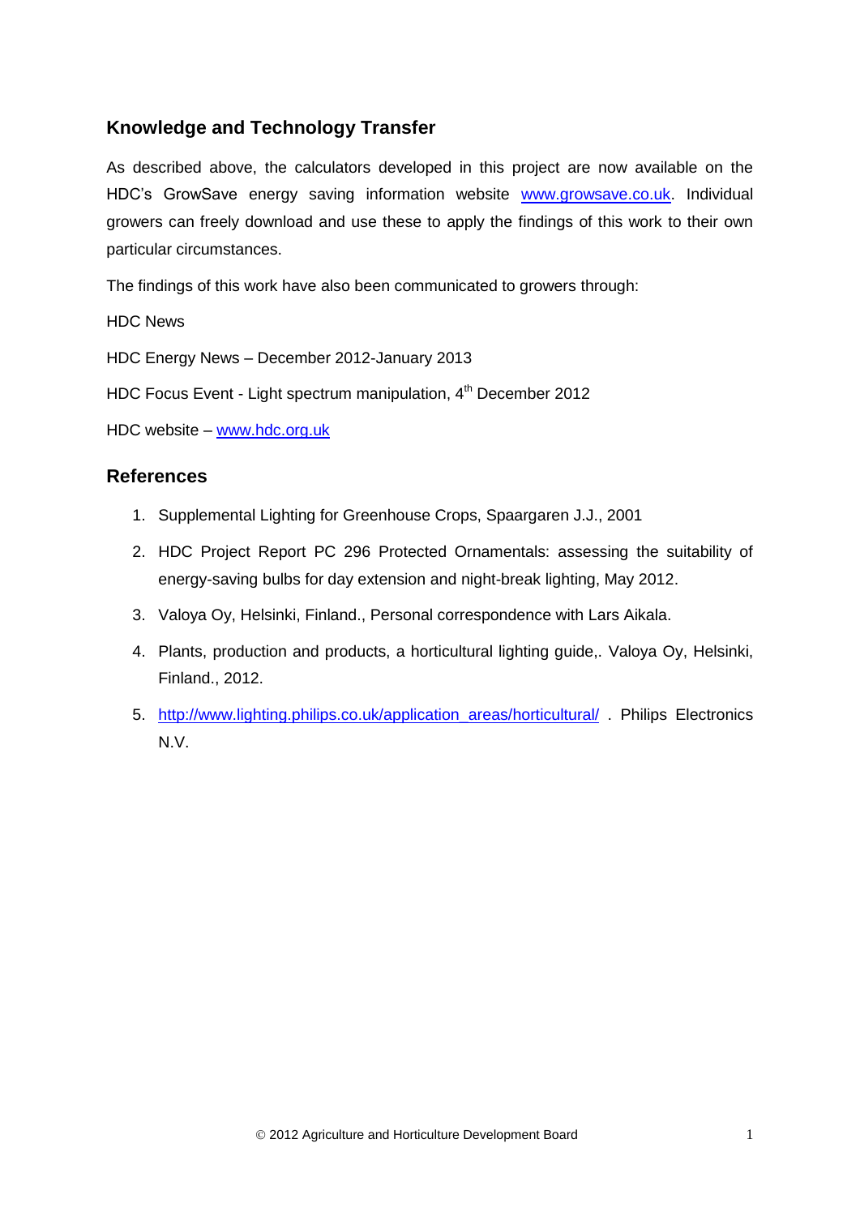## Knowledge and Technology Transfer

As described above, the calculators developed in this project are now available on the HDC's GrowSave energy saving information website www.growsave.co.uk. Individual growers can freely download and use these to apply the findings of this work to their own particular circumstances.

The findings of this work have also been communicated to growers through:

HDC News

HDC Energy News – December 2012-January 2013

HDC Focus Event - Light spectrum manipulation, 4th December 2012

HDC website – www.hdc.org.uk

## References

1. Supplemental Lighting for Greenhouse Crops, Spaargaren J.J., 2001
2. HDC Project Report PC 296 Protected Ornamentals: assessing the suitability of energy-saving bulbs for day extension and night-break lighting, May 2012.
3. Valoya Oy, Helsinki, Finland., Personal correspondence with Lars Aikala.
4. Plants, production and products, a horticultural lighting guide,. Valoya Oy, Helsinki, Finland., 2012.
5. http://www.lighting.philips.co.uk/application_areas/horticultural/ . Philips Electronics N.V.